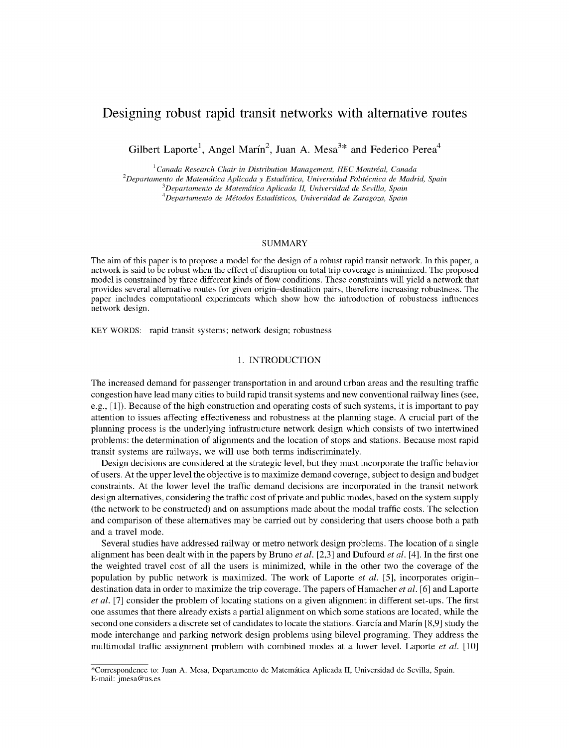# Designing robust rapid transit networks with alternative routes

Gilbert Laporte[1], Angel Marín[2], Juan A. Mesa[3]* and Federico Perea[4]

[1] *Canada Research Chair in Distribution Management, HEC Montréal, Canada*
[2] *Departamento de Matemática Aplicada y Estadística, Universidad Politécnica de Madrid, Spain*
[3] *Departamento de Matemática Aplicada II, Universidad de Sevilla, Spain*
[4] *Departamento de Métodos Estadísticos, Universidad de Zaragoza, Spain*

## SUMMARY

The aim of this paper is to propose a model for the design of a robust rapid transit network. In this paper, a network is said to be robust when the effect of disruption on total trip coverage is minimized. The proposed model is constrained by three different kinds of flow conditions. These constraints will yield a network that provides several alternative routes for given origin–destination pairs, therefore increasing robustness. The paper includes computational experiments which show how the introduction of robustness influences network design.

KEY WORDS: rapid transit systems; network design; robustness

## 1. INTRODUCTION

The increased demand for passenger transportation in and around urban areas and the resulting traffic congestion have lead many cities to build rapid transit systems and new conventional railway lines (see, e.g., [1]). Because of the high construction and operating costs of such systems, it is important to pay attention to issues affecting effectiveness and robustness at the planning stage. A crucial part of the planning process is the underlying infrastructure network design which consists of two intertwined problems: the determination of alignments and the location of stops and stations. Because most rapid transit systems are railways, we will use both terms indiscriminately.

Design decisions are considered at the strategic level, but they must incorporate the traffic behavior of users. At the upper level the objective is to maximize demand coverage, subject to design and budget constraints. At the lower level the traffic demand decisions are incorporated in the transit network design alternatives, considering the traffic cost of private and public modes, based on the system supply (the network to be constructed) and on assumptions made about the modal traffic costs. The selection and comparison of these alternatives may be carried out by considering that users choose both a path and a travel mode.

Several studies have addressed railway or metro network design problems. The location of a single alignment has been dealt with in the papers by Bruno *et al.* [2,3] and Dufourd *et al.* [4]. In the first one the weighted travel cost of all the users is minimized, while in the other two the coverage of the population by public network is maximized. The work of Laporte *et al.* [5], incorporates origin–destination data in order to maximize the trip coverage. The papers of Hamacher *et al.* [6] and Laporte *et al.* [7] consider the problem of locating stations on a given alignment in different set-ups. The first one assumes that there already exists a partial alignment on which some stations are located, while the second one considers a discrete set of candidates to locate the stations. García and Marín [8,9] study the mode interchange and parking network design problems using bilevel programing. They address the multimodal traffic assignment problem with combined modes at a lower level. Laporte *et al.* [10]

*Correspondence to: Juan A. Mesa, Departamento de Matemática Aplicada II, Universidad de Sevilla, Spain.
E-mail: jmesa@us.es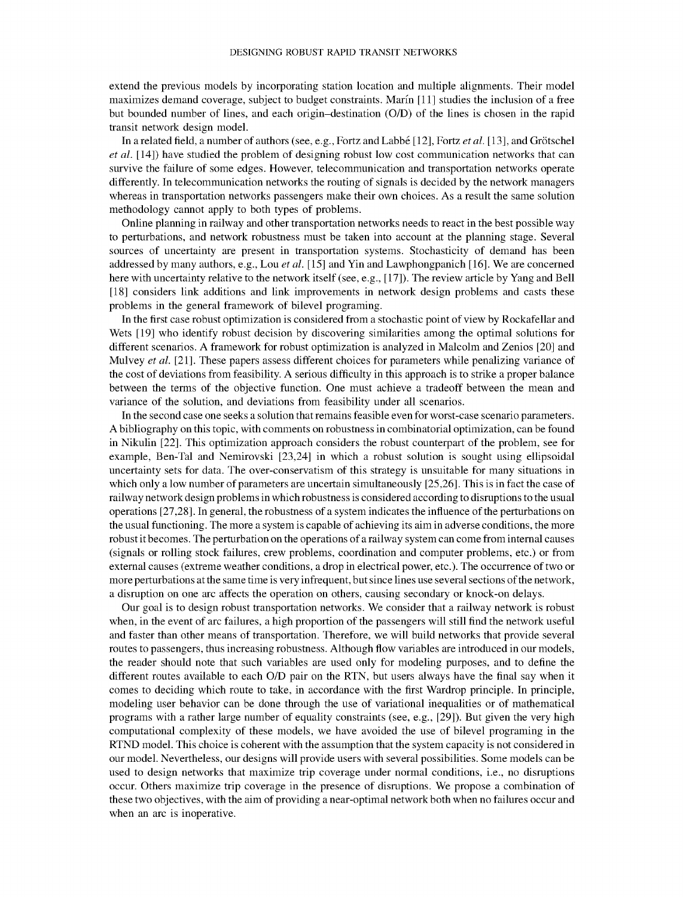extend the previous models by incorporating station location and multiple alignments. Their model maximizes demand coverage, subject to budget constraints. Marín [11] studies the inclusion of a free but bounded number of lines, and each origin–destination (O/D) of the lines is chosen in the rapid transit network design model.

In a related field, a number of authors (see, e.g., Fortz and Labbé [12], Fortz *et al.* [13], and Grötschel *et al.* [14]) have studied the problem of designing robust low cost communication networks that can survive the failure of some edges. However, telecommunication and transportation networks operate differently. In telecommunication networks the routing of signals is decided by the network managers whereas in transportation networks passengers make their own choices. As a result the same solution methodology cannot apply to both types of problems.

Online planning in railway and other transportation networks needs to react in the best possible way to perturbations, and network robustness must be taken into account at the planning stage. Several sources of uncertainty are present in transportation systems. Stochasticity of demand has been addressed by many authors, e.g., Lou *et al.* [15] and Yin and Lawphongpanich [16]. We are concerned here with uncertainty relative to the network itself (see, e.g., [17]). The review article by Yang and Bell [18] considers link additions and link improvements in network design problems and casts these problems in the general framework of bilevel programing.

In the first case robust optimization is considered from a stochastic point of view by Rockafellar and Wets [19] who identify robust decision by discovering similarities among the optimal solutions for different scenarios. A framework for robust optimization is analyzed in Malcolm and Zenios [20] and Mulvey *et al.* [21]. These papers assess different choices for parameters while penalizing variance of the cost of deviations from feasibility. A serious difficulty in this approach is to strike a proper balance between the terms of the objective function. One must achieve a tradeoff between the mean and variance of the solution, and deviations from feasibility under all scenarios.

In the second case one seeks a solution that remains feasible even for worst-case scenario parameters. A bibliography on this topic, with comments on robustness in combinatorial optimization, can be found in Nikulin [22]. This optimization approach considers the robust counterpart of the problem, see for example, Ben-Tal and Nemirovski [23,24] in which a robust solution is sought using ellipsoidal uncertainty sets for data. The over-conservatism of this strategy is unsuitable for many situations in which only a low number of parameters are uncertain simultaneously [25,26]. This is in fact the case of railway network design problems in which robustness is considered according to disruptions to the usual operations [27,28]. In general, the robustness of a system indicates the influence of the perturbations on the usual functioning. The more a system is capable of achieving its aim in adverse conditions, the more robust it becomes. The perturbation on the operations of a railway system can come from internal causes (signals or rolling stock failures, crew problems, coordination and computer problems, etc.) or from external causes (extreme weather conditions, a drop in electrical power, etc.). The occurrence of two or more perturbations at the same time is very infrequent, but since lines use several sections of the network, a disruption on one arc affects the operation on others, causing secondary or knock-on delays.

Our goal is to design robust transportation networks. We consider that a railway network is robust when, in the event of arc failures, a high proportion of the passengers will still find the network useful and faster than other means of transportation. Therefore, we will build networks that provide several routes to passengers, thus increasing robustness. Although flow variables are introduced in our models, the reader should note that such variables are used only for modeling purposes, and to define the different routes available to each O/D pair on the RTN, but users always have the final say when it comes to deciding which route to take, in accordance with the first Wardrop principle. In principle, modeling user behavior can be done through the use of variational inequalities or of mathematical programs with a rather large number of equality constraints (see, e.g., [29]). But given the very high computational complexity of these models, we have avoided the use of bilevel programing in the RTND model. This choice is coherent with the assumption that the system capacity is not considered in our model. Nevertheless, our designs will provide users with several possibilities. Some models can be used to design networks that maximize trip coverage under normal conditions, i.e., no disruptions occur. Others maximize trip coverage in the presence of disruptions. We propose a combination of these two objectives, with the aim of providing a near-optimal network both when no failures occur and when an arc is inoperative.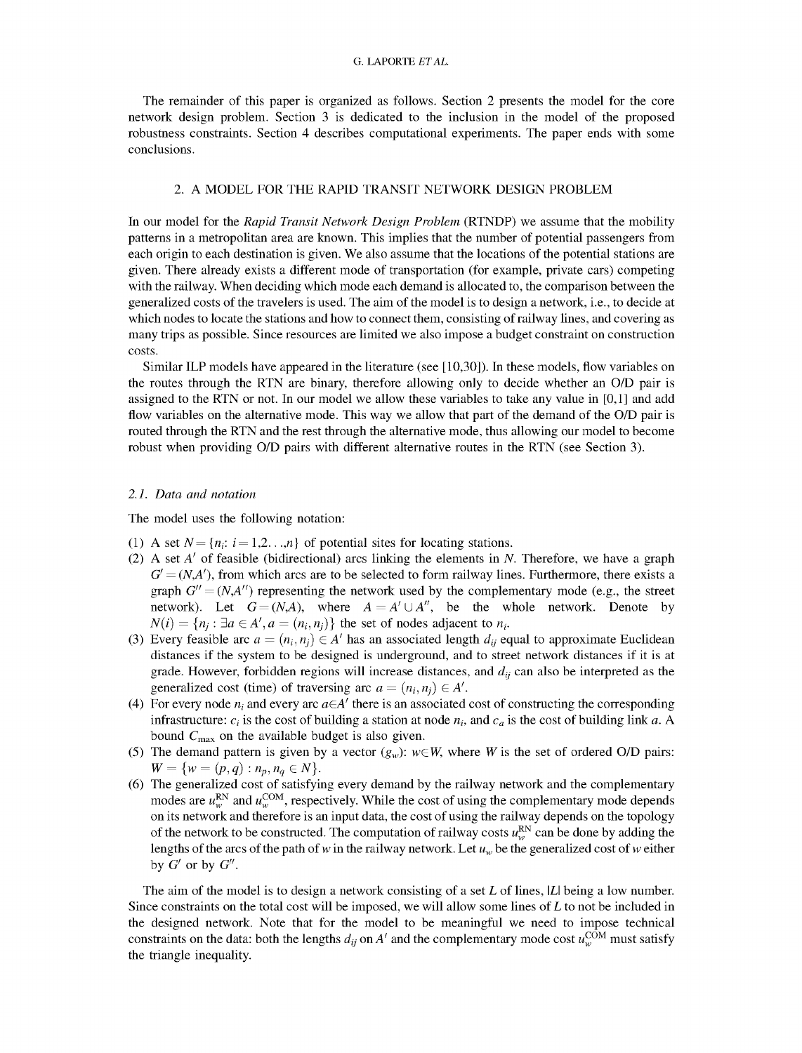The remainder of this paper is organized as follows. Section 2 presents the model for the core network design problem. Section 3 is dedicated to the inclusion in the model of the proposed robustness constraints. Section 4 describes computational experiments. The paper ends with some conclusions.

## 2. A MODEL FOR THE RAPID TRANSIT NETWORK DESIGN PROBLEM

In our model for the *Rapid Transit Network Design Problem* (RTNDP) we assume that the mobility patterns in a metropolitan area are known. This implies that the number of potential passengers from each origin to each destination is given. We also assume that the locations of the potential stations are given. There already exists a different mode of transportation (for example, private cars) competing with the railway. When deciding which mode each demand is allocated to, the comparison between the generalized costs of the travelers is used. The aim of the model is to design a network, i.e., to decide at which nodes to locate the stations and how to connect them, consisting of railway lines, and covering as many trips as possible. Since resources are limited we also impose a budget constraint on construction costs.

Similar ILP models have appeared in the literature (see [10,30]). In these models, flow variables on the routes through the RTN are binary, therefore allowing only to decide whether an O/D pair is assigned to the RTN or not. In our model we allow these variables to take any value in [0,1] and add flow variables on the alternative mode. This way we allow that part of the demand of the O/D pair is routed through the RTN and the rest through the alternative mode, thus allowing our model to become robust when providing O/D pairs with different alternative routes in the RTN (see Section 3).

### 2.1. *Data and notation*

The model uses the following notation:

(1) A set $N = \{n_i : i = 1, 2, \ldots, n\}$ of potential sites for locating stations.

(2) A set $A'$ of feasible (bidirectional) arcs linking the elements in $N$. Therefore, we have a graph $G' = (N, A')$, from which arcs are to be selected to form railway lines. Furthermore, there exists a graph $G'' = (N, A'')$ representing the network used by the complementary mode (e.g., the street network). Let $G = (N, A)$, where $A = A' \cup A''$, be the whole network. Denote by $N(i) = \{n_j : \exists a \in A', a = (n_i, n_j)\}$ the set of nodes adjacent to $n_i$.

(3) Every feasible arc $a = (n_i, n_j) \in A'$ has an associated length $d_{ij}$ equal to approximate Euclidean distances if the system to be designed is underground, and to street network distances if it is at grade. However, forbidden regions will increase distances, and $d_{ij}$ can also be interpreted as the generalized cost (time) of traversing arc $a = (n_i, n_j) \in A'$.

(4) For every node $n_i$ and every arc $a \in A'$ there is an associated cost of constructing the corresponding infrastructure: $c_i$ is the cost of building a station at node $n_i$, and $c_a$ is the cost of building link $a$. A bound $C_{\max}$ on the available budget is also given.

(5) The demand pattern is given by a vector $(g_w)$: $w \in W$, where $W$ is the set of ordered O/D pairs: $W = \{w = (p, q) : n_p, n_q \in N\}$.

(6) The generalized cost of satisfying every demand by the railway network and the complementary modes are $u_w^{\mathrm{RN}}$ and $u_w^{\mathrm{COM}}$, respectively. While the cost of using the complementary mode depends on its network and therefore is an input data, the cost of using the railway depends on the topology of the network to be constructed. The computation of railway costs $u_w^{\mathrm{RN}}$ can be done by adding the lengths of the arcs of the path of $w$ in the railway network. Let $u_w$ be the generalized cost of $w$ either by $G'$ or by $G''$.

The aim of the model is to design a network consisting of a set $L$ of lines, $|L|$ being a low number. Since constraints on the total cost will be imposed, we will allow some lines of $L$ to not be included in the designed network. Note that for the model to be meaningful we need to impose technical constraints on the data: both the lengths $d_{ij}$ on $A'$ and the complementary mode cost $u_w^{\mathrm{COM}}$ must satisfy the triangle inequality.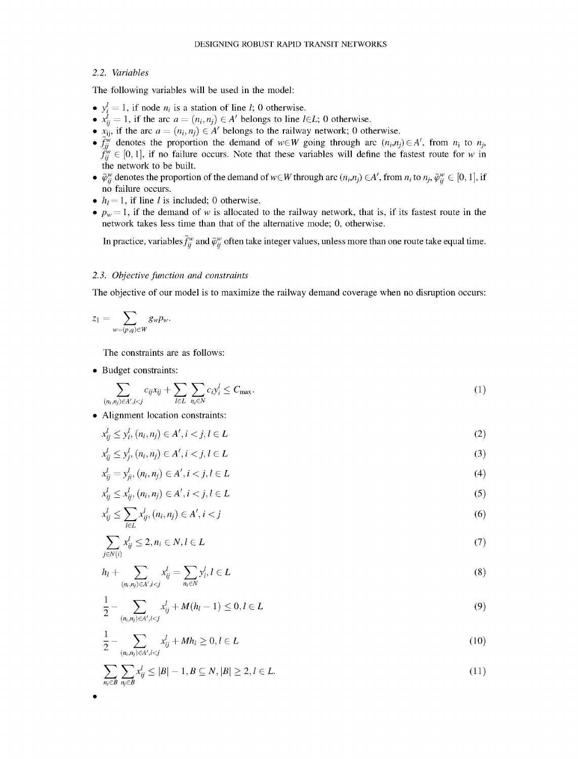### 2.2. *Variables*

The following variables will be used in the model:

- $y_i^l = 1$, if node $n_i$ is a station of line $l$; 0 otherwise.
- $x_{ij}^l = 1$, if the arc $a = (n_i, n_j) \in A'$ belongs to line $l \in L$; 0 otherwise.
- $x_{ij}$, if the arc $a = (n_i, n_j) \in A'$ belongs to the railway network; 0 otherwise.
- $\tilde{f}_{ij}^w$ denotes the proportion the demand of $w \in W$ going through arc $(n_i, n_j) \in A'$, from $n_i$ to $n_j$, $\tilde{f}_{ij}^w \in [0, 1]$, if no failure occurs. Note that these variables will define the fastest route for $w$ in the network to be built.
- $\tilde{\varphi}_{ij}^w$ denotes the proportion of the demand of $w \in W$ through arc $(n_i, n_j) \in A'$, from $n_i$ to $n_j$, $\tilde{\varphi}_{ij}^w \in [0, 1]$, if no failure occurs.
- $h_l = 1$, if line $l$ is included; 0 otherwise.
- $p_w = 1$, if the demand of $w$ is allocated to the railway network, that is, if its fastest route in the network takes less time than that of the alternative mode; 0, otherwise.

In practice, variables $\tilde{f}_{ij}^w$ and $\tilde{\varphi}_{ij}^w$ often take integer values, unless more than one route take equal time.

### 2.3. *Objective function and constraints*

The objective of our model is to maximize the railway demand coverage when no disruption occurs:

$$z_1 = \sum_{w=(p,q) \in W} g_w p_w.$$

The constraints are as follows:

- Budget constraints:

$$\sum_{(n_i, n_j) \in A', i<j} c_{ij} x_{ij} + \sum_{l \in L} \sum_{n_i \in N} c_i y_i^l \leq C_{\max}. \tag{1}$$

- Alignment location constraints:

$$x_{ij}^l \leq y_i^l, (n_i, n_j) \in A', i < j, l \in L \tag{2}$$

$$x_{ij}^l \leq y_j^l, (n_i, n_j) \in A', i < j, l \in L \tag{3}$$

$$x_{ij}^l = y_{ji}^l, (n_i, n_j) \in A', i < j, l \in L \tag{4}$$

$$x_{ij}^l \leq x_{ij}^l, (n_i, n_j) \in A', i < j, l \in L \tag{5}$$

$$x_{ij}^l \leq \sum_{l \in L} x_{ij}^l, (n_i, n_j) \in A', i < j \tag{6}$$

$$\sum_{j \in N(i)} x_{ij}^l \leq 2, n_i \in N, l \in L \tag{7}$$

$$h_l + \sum_{(n_i, n_j) \in A', i<j} x_{ij}^l = \sum_{n_i \in N} y_i^l, l \in L \tag{8}$$

$$\frac{1}{2} - \sum_{(n_i, n_j) \in A', i<j} x_{ij}^l + M(h_l - 1) \leq 0, l \in L \tag{9}$$

$$\frac{1}{2} - \sum_{(n_i, n_j) \in A', i<j} x_{ij}^l + M h_l \geq 0, l \in L \tag{10}$$

$$\sum_{n_i \in B} \sum_{n_j \in B} x_{ij}^l \leq |B| - 1, B \subseteq N, |B| \geq 2, l \in L. \tag{11}$$

-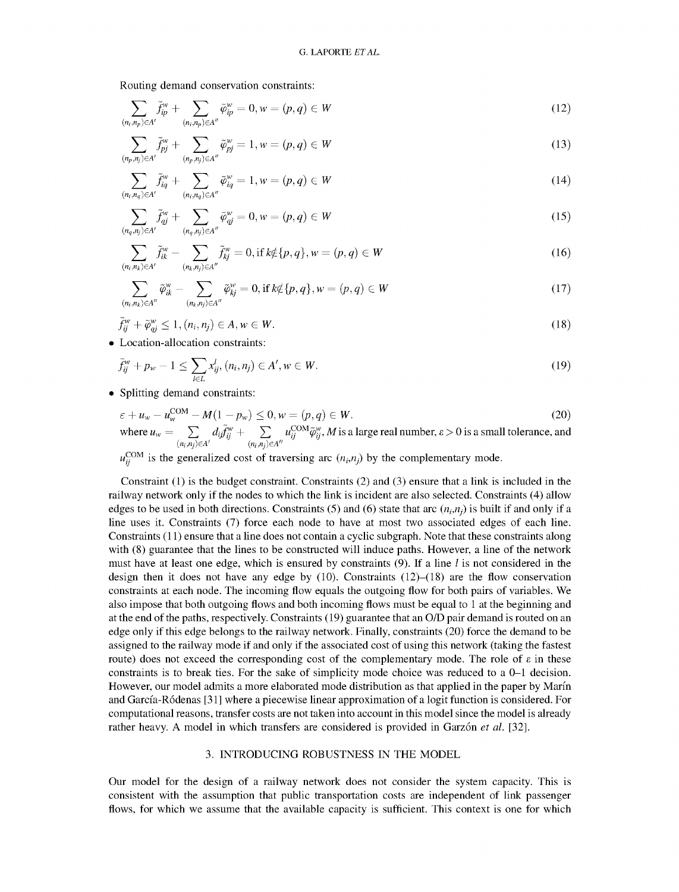Routing demand conservation constraints:

$$\sum_{(n_i,n_p)\in A'} \tilde{f}_{ip}^w + \sum_{(n_i,n_p)\in A''} \tilde{\varphi}_{ip}^w = 0, w = (p,q) \in W \tag{12}$$

$$\sum_{(n_p,n_j)\in A'} \tilde{f}_{pj}^w + \sum_{(n_p,n_j)\in A''} \tilde{\varphi}_{pj}^w = 1, w = (p,q) \in W \tag{13}$$

$$\sum_{(n_i,n_q)\in A'} \tilde{f}_{iq}^w + \sum_{(n_i,n_q)\in A''} \tilde{\varphi}_{iq}^w = 1, w = (p,q) \in W \tag{14}$$

$$\sum_{(n_q,n_j)\in A'} \tilde{f}_{qj}^w + \sum_{(n_q,n_j)\in A''} \tilde{\varphi}_{qj}^w = 0, w = (p,q) \in W \tag{15}$$

$$\sum_{(n_i,n_k)\in A'} \tilde{f}_{ik}^w - \sum_{(n_k,n_j)\in A''} \tilde{f}_{kj}^w = 0, \text{if } k \notin \{p,q\}, w = (p,q) \in W \tag{16}$$

$$\sum_{(n_i,n_k)\in A''} \tilde{\varphi}_{ik}^w - \sum_{(n_k,n_j)\in A''} \tilde{\varphi}_{kj}^w = 0, \text{if } k \notin \{p,q\}, w = (p,q) \in W \tag{17}$$

$$\tilde{f}_{ij}^w + \tilde{\varphi}_{qj}^w \leq 1, (n_i,n_j) \in A, w \in W. \tag{18}$$

- Location-allocation constraints:

$$\tilde{f}_{ij}^w + p_w - 1 \leq \sum_{l\in L} x_{ij}^l, (n_i,n_j) \in A', w \in W. \tag{19}$$

- Splitting demand constraints:

$$\varepsilon + u_w - u_w^{\text{COM}} - M(1-p_w) \leq 0, w = (p,q) \in W. \tag{20}$$

where $u_w = \sum_{(n_i,n_j)\in A'} d_{ij}\tilde{f}_{ij}^w + \sum_{(n_i,n_j)\in A''} u_{ij}^{\text{COM}}\tilde{\varphi}_{ij}^w$, $M$ is a large real number, $\varepsilon > 0$ is a small tolerance, and $u_{ij}^{\text{COM}}$ is the generalized cost of traversing arc $(n_i,n_j)$ by the complementary mode.

Constraint (1) is the budget constraint. Constraints (2) and (3) ensure that a link is included in the railway network only if the nodes to which the link is incident are also selected. Constraints (4) allow edges to be used in both directions. Constraints (5) and (6) state that arc $(n_i,n_j)$ is built if and only if a line uses it. Constraints (7) force each node to have at most two associated edges of each line. Constraints (11) ensure that a line does not contain a cyclic subgraph. Note that these constraints along with (8) guarantee that the lines to be constructed will induce paths. However, a line of the network must have at least one edge, which is ensured by constraints (9). If a line $l$ is not considered in the design then it does not have any edge by (10). Constraints (12)–(18) are the flow conservation constraints at each node. The incoming flow equals the outgoing flow for both pairs of variables. We also impose that both outgoing flows and both incoming flows must be equal to 1 at the beginning and at the end of the paths, respectively. Constraints (19) guarantee that an O/D pair demand is routed on an edge only if this edge belongs to the railway network. Finally, constraints (20) force the demand to be assigned to the railway mode if and only if the associated cost of using this network (taking the fastest route) does not exceed the corresponding cost of the complementary mode. The role of $\varepsilon$ in these constraints is to break ties. For the sake of simplicity mode choice was reduced to a 0–1 decision. However, our model admits a more elaborated mode distribution as that applied in the paper by Marín and García-Ródenas [31] where a piecewise linear approximation of a logit function is considered. For computational reasons, transfer costs are not taken into account in this model since the model is already rather heavy. A model in which transfers are considered is provided in Garzón *et al.* [32].

## 3. INTRODUCING ROBUSTNESS IN THE MODEL

Our model for the design of a railway network does not consider the system capacity. This is consistent with the assumption that public transportation costs are independent of link passenger flows, for which we assume that the available capacity is sufficient. This context is one for which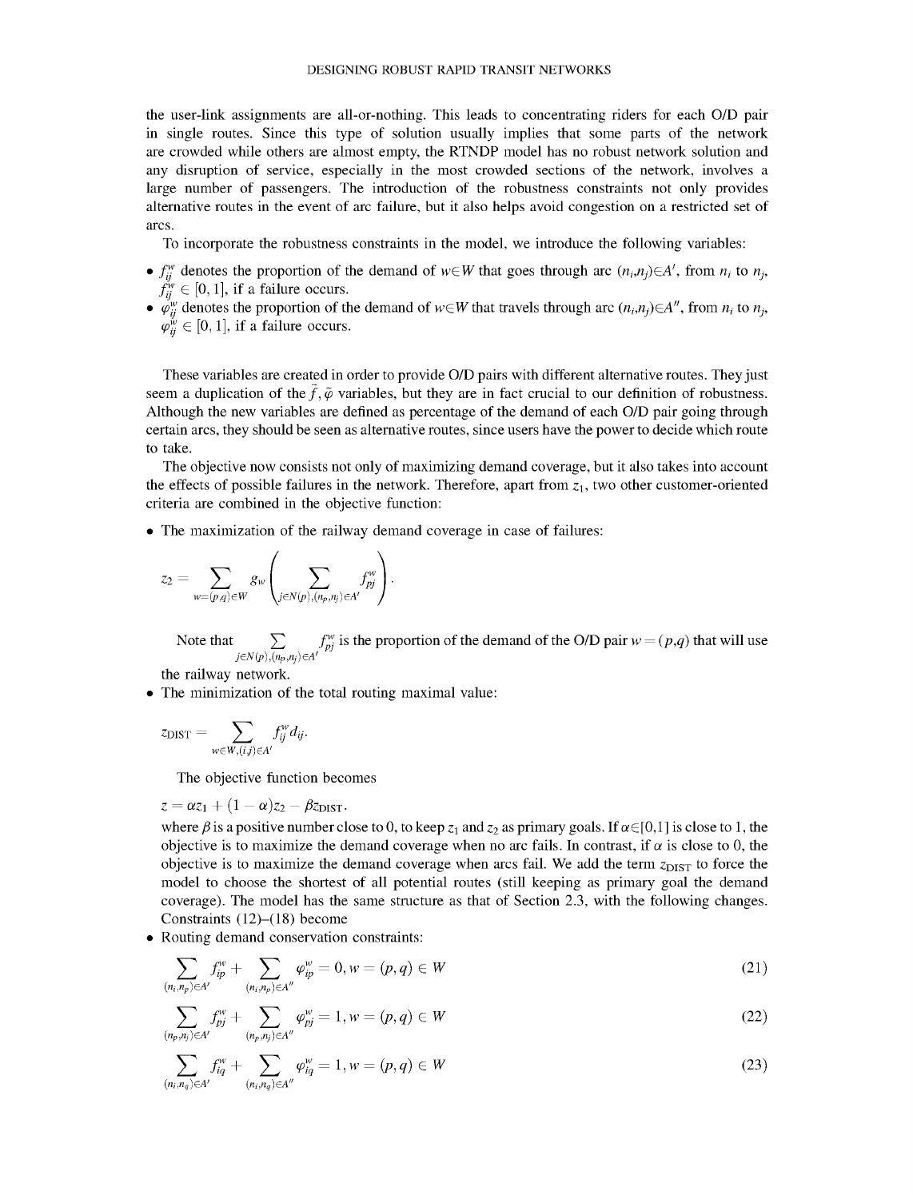the user-link assignments are all-or-nothing. This leads to concentrating riders for each O/D pair in single routes. Since this type of solution usually implies that some parts of the network are crowded while others are almost empty, the RTNDP model has no robust network solution and any disruption of service, especially in the most crowded sections of the network, involves a large number of passengers. The introduction of the robustness constraints not only provides alternative routes in the event of arc failure, but it also helps avoid congestion on a restricted set of arcs.

To incorporate the robustness constraints in the model, we introduce the following variables:

- $f_{ij}^{w}$ denotes the proportion of the demand of $w \in W$ that goes through arc $(n_i,n_j) \in A'$, from $n_i$ to $n_j$, $f_{ij}^{w} \in [0,1]$, if a failure occurs.
- $\varphi_{ij}^{w}$ denotes the proportion of the demand of $w \in W$ that travels through arc $(n_i,n_j) \in A''$, from $n_i$ to $n_j$, $\varphi_{ij}^{w} \in [0,1]$, if a failure occurs.

These variables are created in order to provide O/D pairs with different alternative routes. They just seem a duplication of the $\tilde{f}, \tilde{\varphi}$ variables, but they are in fact crucial to our definition of robustness. Although the new variables are defined as percentage of the demand of each O/D pair going through certain arcs, they should be seen as alternative routes, since users have the power to decide which route to take.

The objective now consists not only of maximizing demand coverage, but it also takes into account the effects of possible failures in the network. Therefore, apart from $z_1$, two other customer-oriented criteria are combined in the objective function:

- The maximization of the railway demand coverage in case of failures:

$$z_2 = \sum_{w=(p,q) \in W} g_w \left( \sum_{j \in N(p),(n_p,n_j) \in A'} f_{pj}^{w} \right).$$

Note that $\sum_{j \in N(p),(n_p,n_j) \in A'} f_{pj}^{w}$ is the proportion of the demand of the O/D pair $w = (p,q)$ that will use the railway network.

- The minimization of the total routing maximal value:

$$z_{\text{DIST}} = \sum_{w \in W,(i,j) \in A'} f_{ij}^{w} d_{ij}.$$

The objective function becomes

$z = \alpha z_1 + (1-\alpha) z_2 - \beta z_{\text{DIST}}.$

where $\beta$ is a positive number close to 0, to keep $z_1$ and $z_2$ as primary goals. If $\alpha \in [0,1]$ is close to 1, the objective is to maximize the demand coverage when no arc fails. In contrast, if $\alpha$ is close to 0, the objective is to maximize the demand coverage when arcs fail. We add the term $z_{\text{DIST}}$ to force the model to choose the shortest of all potential routes (still keeping as primary goal the demand coverage). The model has the same structure as that of Section 2.3, with the following changes. Constraints (12)–(18) become

- Routing demand conservation constraints:

$$\sum_{(n_i,n_p) \in A'} f_{ip}^{w} + \sum_{(n_i,n_p) \in A''} \varphi_{ip}^{w} = 0, w = (p,q) \in W \tag{21}$$

$$\sum_{(n_p,n_j) \in A'} f_{pj}^{w} + \sum_{(n_p,n_j) \in A''} \varphi_{pj}^{w} = 1, w = (p,q) \in W \tag{22}$$

$$\sum_{(n_i,n_q) \in A'} f_{iq}^{w} + \sum_{(n_i,n_q) \in A''} \varphi_{iq}^{w} = 1, w = (p,q) \in W \tag{23}$$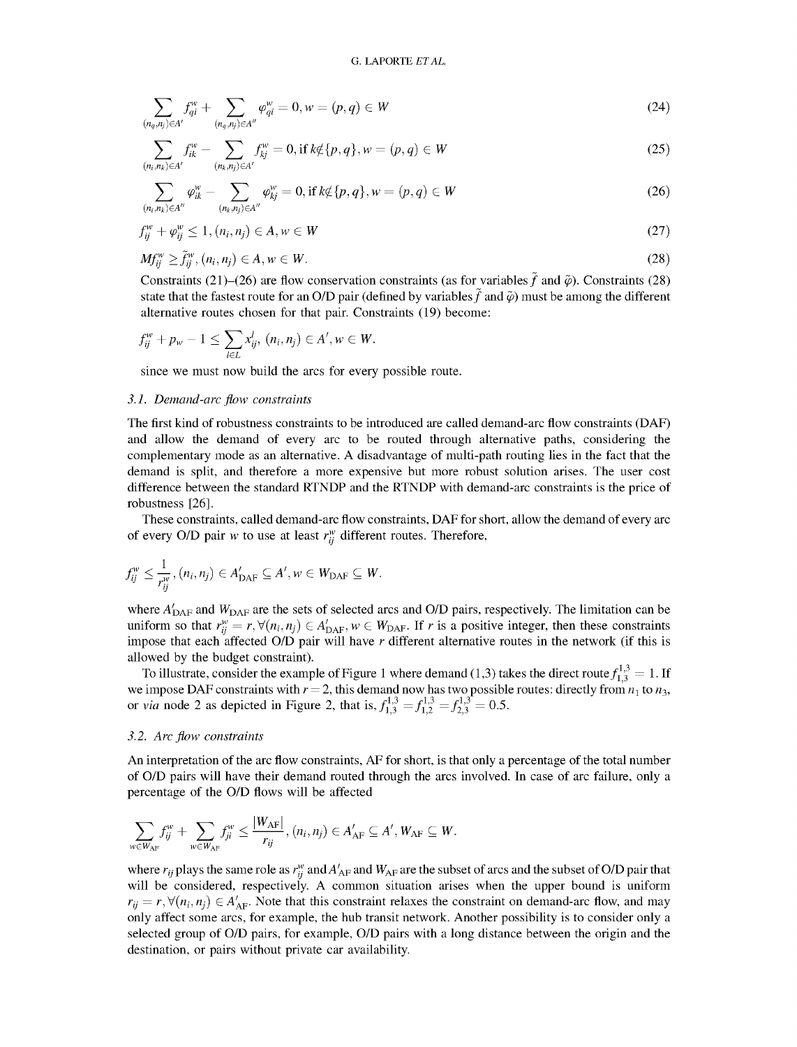$$\sum_{(n_q,n_j)\in A'} f_{qi}^w + \sum_{(n_q,n_j)\in A''} \varphi_{qi}^w = 0, w=(p,q)\in W \tag{24}$$

$$\sum_{(n_i,n_k)\in A'} f_{ik}^w - \sum_{(n_k,n_j)\in A'} f_{kj}^w = 0, \text{if } k\notin\{p,q\}, w=(p,q)\in W \tag{25}$$

$$\sum_{(n_i,n_k)\in A''} \varphi_{ik}^w - \sum_{(n_k,n_j)\in A''} \varphi_{kj}^w = 0, \text{if } k\notin\{p,q\}, w=(p,q)\in W \tag{26}$$

$$f_{ij}^w + \varphi_{ij}^w \leq 1, (n_i,n_j)\in A, w\in W \tag{27}$$

$$M f_{ij}^w \geq \tilde{f}_{ij}^w, (n_i,n_j)\in A, w\in W. \tag{28}$$

Constraints (21)–(26) are flow conservation constraints (as for variables $\tilde{f}$ and $\tilde{\varphi}$). Constraints (28) state that the fastest route for an O/D pair (defined by variables $\tilde{f}$ and $\tilde{\varphi}$) must be among the different alternative routes chosen for that pair. Constraints (19) become:

$$f_{ij}^w + p_w - 1 \leq \sum_{l\in L} x_{ij}^l, (n_i,n_j)\in A', w\in W.$$

since we must now build the arcs for every possible route.

### 3.1. *Demand-arc flow constraints*

The first kind of robustness constraints to be introduced are called demand-arc flow constraints (DAF) and allow the demand of every arc to be routed through alternative paths, considering the complementary mode as an alternative. A disadvantage of multi-path routing lies in the fact that the demand is split, and therefore a more expensive but more robust solution arises. The user cost difference between the standard RTNDP and the RTNDP with demand-arc constraints is the price of robustness [26].

These constraints, called demand-arc flow constraints, DAF for short, allow the demand of every arc of every O/D pair $w$ to use at least $r_{ij}^w$ different routes. Therefore,

$$f_{ij}^w \leq \frac{1}{r_{ij}^w}, (n_i,n_j)\in A'_{\text{DAF}} \subseteq A', w\in W_{\text{DAF}} \subseteq W.$$

where $A'_{\text{DAF}}$ and $W_{\text{DAF}}$ are the sets of selected arcs and O/D pairs, respectively. The limitation can be uniform so that $r_{ij}^w = r, \forall (n_i,n_j)\in A'_{\text{DAF}}, w\in W_{\text{DAF}}$. If $r$ is a positive integer, then these constraints impose that each affected O/D pair will have $r$ different alternative routes in the network (if this is allowed by the budget constraint).

To illustrate, consider the example of Figure 1 where demand (1,3) takes the direct route $f_{1,3}^{1,3} = 1$. If we impose DAF constraints with $r = 2$, this demand now has two possible routes: directly from $n_1$ to $n_3$, or *via* node 2 as depicted in Figure 2, that is, $f_{1,3}^{1,3} = f_{1,2}^{1,3} = f_{2,3}^{1,3} = 0.5$.

### 3.2. *Arc flow constraints*

An interpretation of the arc flow constraints, AF for short, is that only a percentage of the total number of O/D pairs will have their demand routed through the arcs involved. In case of arc failure, only a percentage of the O/D flows will be affected

$$\sum_{w\in W_{\text{AF}}} f_{ij}^w + \sum_{w\in W_{\text{AF}}} f_{ji}^w \leq \frac{|W_{\text{AF}}|}{r_{ij}}, (n_i,n_j)\in A'_{\text{AF}} \subseteq A', W_{\text{AF}} \subseteq W.$$

where $r_{ij}$ plays the same role as $r_{ij}^w$ and $A'_{\text{AF}}$ and $W_{\text{AF}}$ are the subset of arcs and the subset of O/D pair that will be considered, respectively. A common situation arises when the upper bound is uniform $r_{ij} = r, \forall (n_i,n_j)\in A'_{\text{AF}}$. Note that this constraint relaxes the constraint on demand-arc flow, and may only affect some arcs, for example, the hub transit network. Another possibility is to consider only a selected group of O/D pairs, for example, O/D pairs with a long distance between the origin and the destination, or pairs without private car availability.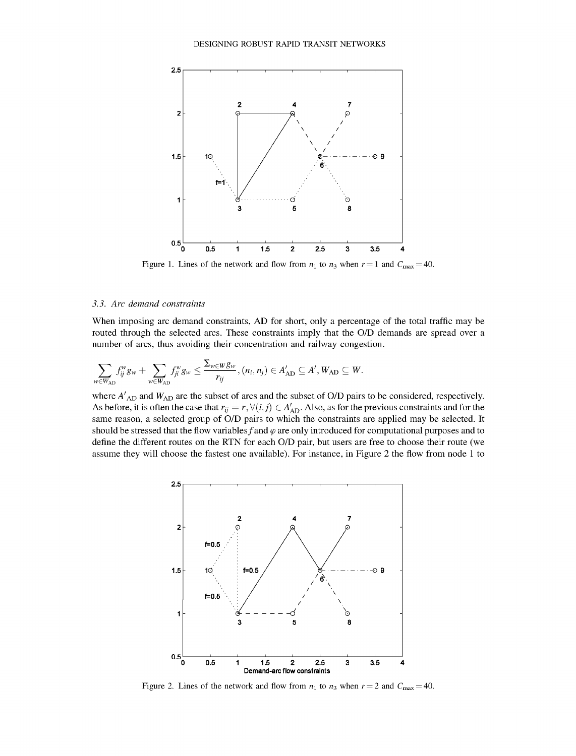Figure 1. Lines of the network and flow from $n_1$ to $n_3$ when $r = 1$ and $C_{\max} = 40$.

### 3.3. *Arc demand constraints*

When imposing arc demand constraints, AD for short, only a percentage of the total traffic may be routed through the selected arcs. These constraints imply that the O/D demands are spread over a number of arcs, thus avoiding their concentration and railway congestion.

$$\sum_{w \in W_{\mathrm{AD}}} f_{ij}^{w} g_w + \sum_{w \in W_{\mathrm{AD}}} f_{ji}^{w} g_w \le \frac{\sum_{w \in W} g_w}{r_{ij}}, \ (n_i, n_j) \in A'_{\mathrm{AD}} \subseteq A', W_{\mathrm{AD}} \subseteq W.$$

where $A'_{\mathrm{AD}}$ and $W_{\mathrm{AD}}$ are the subset of arcs and the subset of O/D pairs to be considered, respectively. As before, it is often the case that $r_{ij} = r, \forall (i, j) \in A'_{\mathrm{AD}}$. Also, as for the previous constraints and for the same reason, a selected group of O/D pairs to which the constraints are applied may be selected. It should be stressed that the flow variables $f$ and $\varphi$ are only introduced for computational purposes and to define the different routes on the RTN for each O/D pair, but users are free to choose their route (we assume they will choose the fastest one available). For instance, in Figure 2 the flow from node 1 to

Figure 2. Lines of the network and flow from $n_1$ to $n_3$ when $r = 2$ and $C_{\max} = 40$.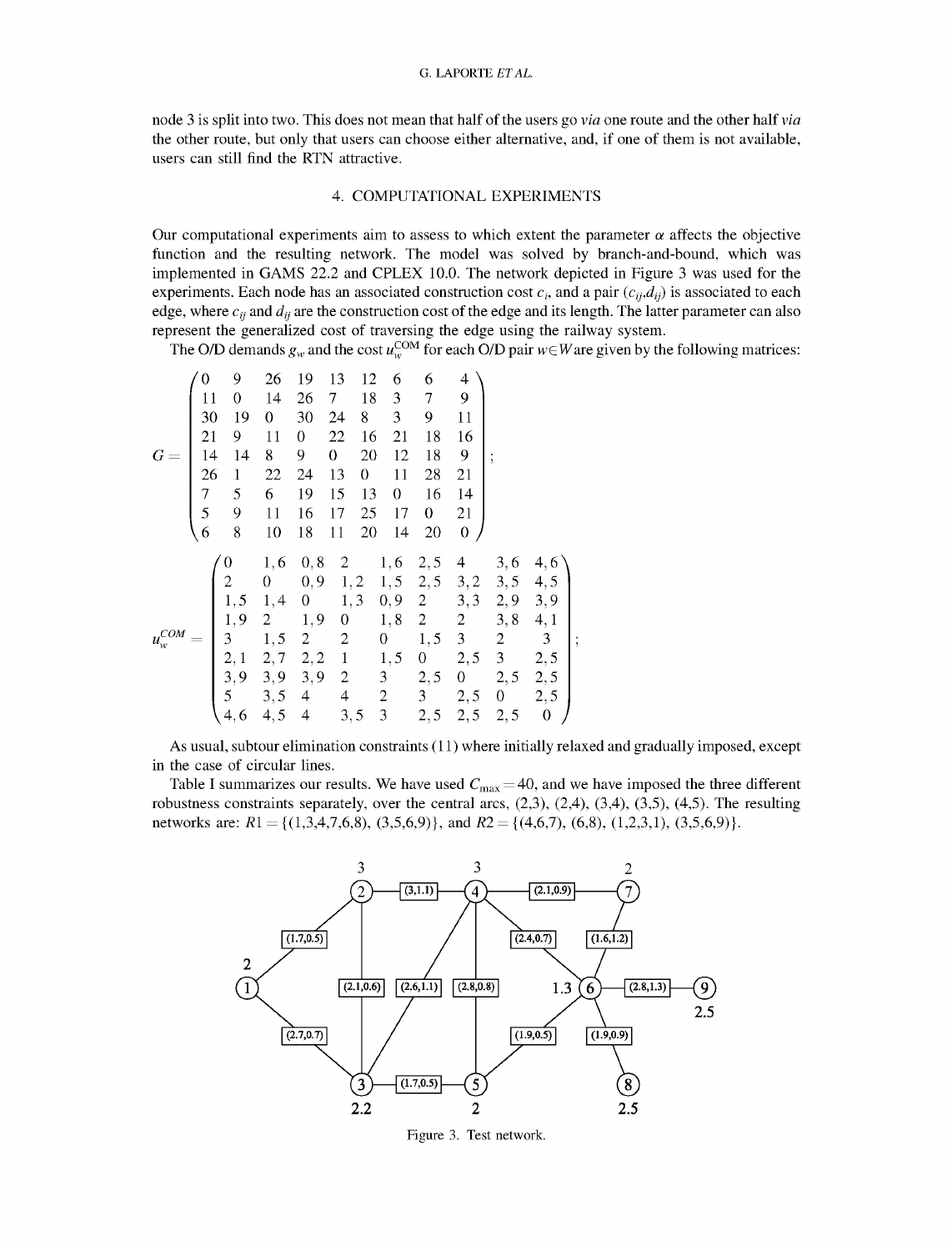node 3 is split into two. This does not mean that half of the users go *via* one route and the other half *via* the other route, but only that users can choose either alternative, and, if one of them is not available, users can still find the RTN attractive.

## 4. COMPUTATIONAL EXPERIMENTS

Our computational experiments aim to assess to which extent the parameter $\alpha$ affects the objective function and the resulting network. The model was solved by branch-and-bound, which was implemented in GAMS 22.2 and CPLEX 10.0. The network depicted in Figure 3 was used for the experiments. Each node has an associated construction cost $c_i$, and a pair $(c_{ij}, d_{ij})$ is associated to each edge, where $c_{ij}$ and $d_{ij}$ are the construction cost of the edge and its length. The latter parameter can also represent the generalized cost of traversing the edge using the railway system.

The O/D demands $g_w$ and the cost $u_w^{\text{COM}}$ for each O/D pair $w \in W$ are given by the following matrices:

$$G = \begin{pmatrix} 0 & 9 & 26 & 19 & 13 & 12 & 6 & 6 & 4 \\ 11 & 0 & 14 & 26 & 7 & 18 & 3 & 7 & 9 \\ 30 & 19 & 0 & 30 & 24 & 8 & 3 & 9 & 11 \\ 21 & 9 & 11 & 0 & 22 & 16 & 21 & 18 & 16 \\ 14 & 14 & 8 & 9 & 0 & 20 & 12 & 18 & 9 \\ 26 & 1 & 22 & 24 & 13 & 0 & 11 & 28 & 21 \\ 7 & 5 & 6 & 19 & 15 & 13 & 0 & 16 & 14 \\ 5 & 9 & 11 & 16 & 17 & 25 & 17 & 0 & 21 \\ 6 & 8 & 10 & 18 & 11 & 20 & 14 & 20 & 0 \end{pmatrix};$$

$$u_w^{COM} = \begin{pmatrix} 0 & 1,6 & 0,8 & 2 & 1,6 & 2,5 & 4 & 3,6 & 4,6 \\ 2 & 0 & 0,9 & 1,2 & 1,5 & 2,5 & 3,2 & 3,5 & 4,5 \\ 1,5 & 1,4 & 0 & 1,3 & 0,9 & 2 & 3,3 & 2,9 & 3,9 \\ 1,9 & 2 & 1,9 & 0 & 1,8 & 2 & 2 & 3,8 & 4,1 \\ 3 & 1,5 & 2 & 2 & 0 & 1,5 & 3 & 2 & 3 \\ 2,1 & 2,7 & 2,2 & 1 & 1,5 & 0 & 2,5 & 3 & 2,5 \\ 3,9 & 3,9 & 3,9 & 2 & 3 & 2,5 & 0 & 2,5 & 2,5 \\ 5 & 3,5 & 4 & 4 & 2 & 3 & 2,5 & 0 & 2,5 \\ 4,6 & 4,5 & 4 & 3,5 & 3 & 2,5 & 2,5 & 2,5 & 0 \end{pmatrix};$$

As usual, subtour elimination constraints (11) where initially relaxed and gradually imposed, except in the case of circular lines.

Table I summarizes our results. We have used $C_{\max} = 40$, and we have imposed the three different robustness constraints separately, over the central arcs, (2,3), (2,4), (3,4), (3,5), (4,5). The resulting networks are: $R1 = \{(1,3,4,7,6,8), (3,5,6,9)\}$, and $R2 = \{(4,6,7), (6,8), (1,2,3,1), (3,5,6,9)\}$.

Figure 3. Test network.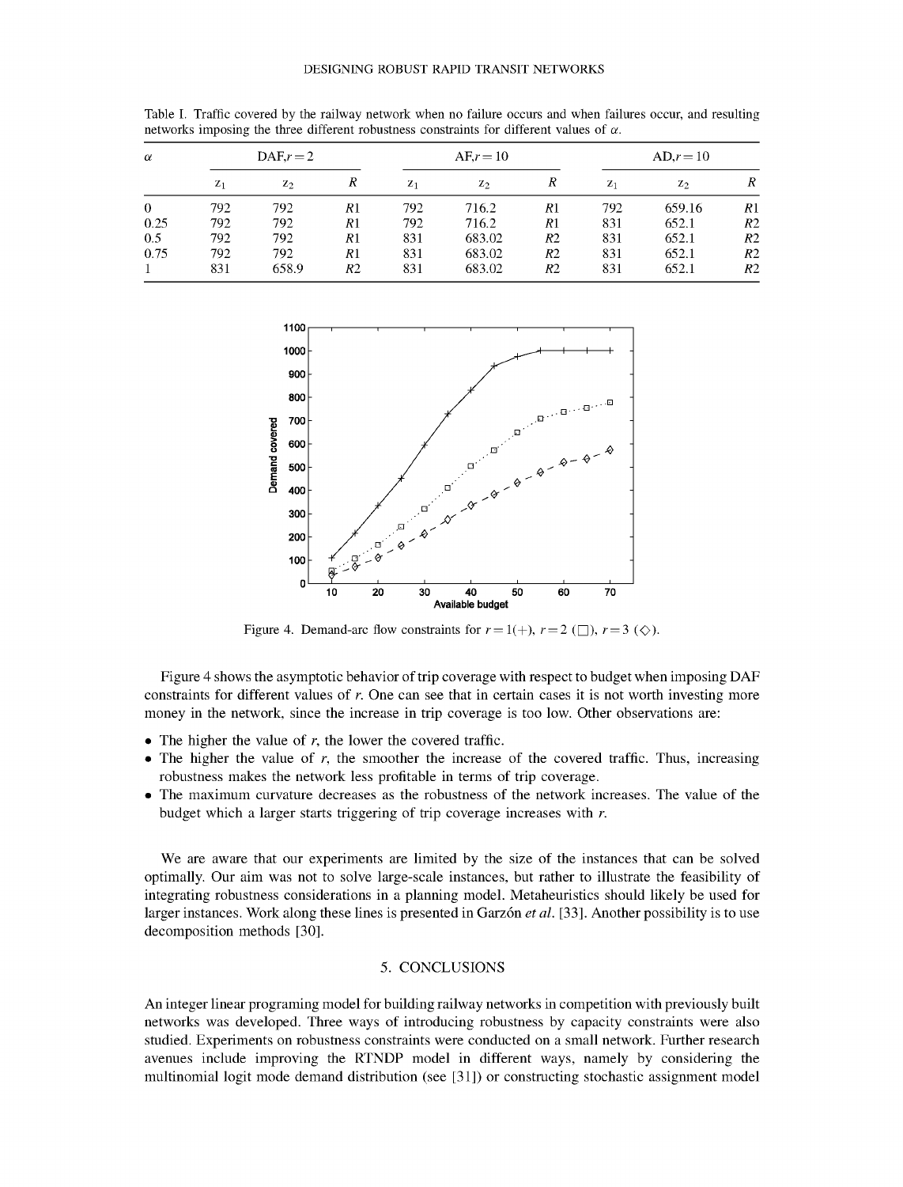Table I. Traffic covered by the railway network when no failure occurs and when failures occur, and resulting networks imposing the three different robustness constraints for different values of $\alpha$.

| $\alpha$ | DAF, $r=2$ | | | AF, $r=10$ | | | AD, $r=10$ | | |
|---|---|---|---|---|---|---|---|---|---|
| | $z_1$ | $z_2$ | $R$ | $z_1$ | $z_2$ | $R$ | $z_1$ | $z_2$ | $R$ |
| 0 | 792 | 792 | $R1$ | 792 | 716.2 | $R1$ | 792 | 659.16 | $R1$ |
| 0.25 | 792 | 792 | $R1$ | 792 | 716.2 | $R1$ | 831 | 652.1 | $R2$ |
| 0.5 | 792 | 792 | $R1$ | 831 | 683.02 | $R2$ | 831 | 652.1 | $R2$ |
| 0.75 | 792 | 792 | $R1$ | 831 | 683.02 | $R2$ | 831 | 652.1 | $R2$ |
| 1 | 831 | 658.9 | $R2$ | 831 | 683.02 | $R2$ | 831 | 652.1 | $R2$ |

Figure 4. Demand-arc flow constraints for $r=1(+)$, $r=2$ ($\square$), $r=3$ ($\diamond$).

Figure 4 shows the asymptotic behavior of trip coverage with respect to budget when imposing DAF constraints for different values of $r$. One can see that in certain cases it is not worth investing more money in the network, since the increase in trip coverage is too low. Other observations are:

- The higher the value of $r$, the lower the covered traffic.
- The higher the value of $r$, the smoother the increase of the covered traffic. Thus, increasing robustness makes the network less profitable in terms of trip coverage.
- The maximum curvature decreases as the robustness of the network increases. The value of the budget which a larger starts triggering of trip coverage increases with $r$.

We are aware that our experiments are limited by the size of the instances that can be solved optimally. Our aim was not to solve large-scale instances, but rather to illustrate the feasibility of integrating robustness considerations in a planning model. Metaheuristics should likely be used for larger instances. Work along these lines is presented in Garzón *et al.* [33]. Another possibility is to use decomposition methods [30].

## 5. CONCLUSIONS

An integer linear programing model for building railway networks in competition with previously built networks was developed. Three ways of introducing robustness by capacity constraints were also studied. Experiments on robustness constraints were conducted on a small network. Further research avenues include improving the RTNDP model in different ways, namely by considering the multinomial logit mode demand distribution (see [31]) or constructing stochastic assignment model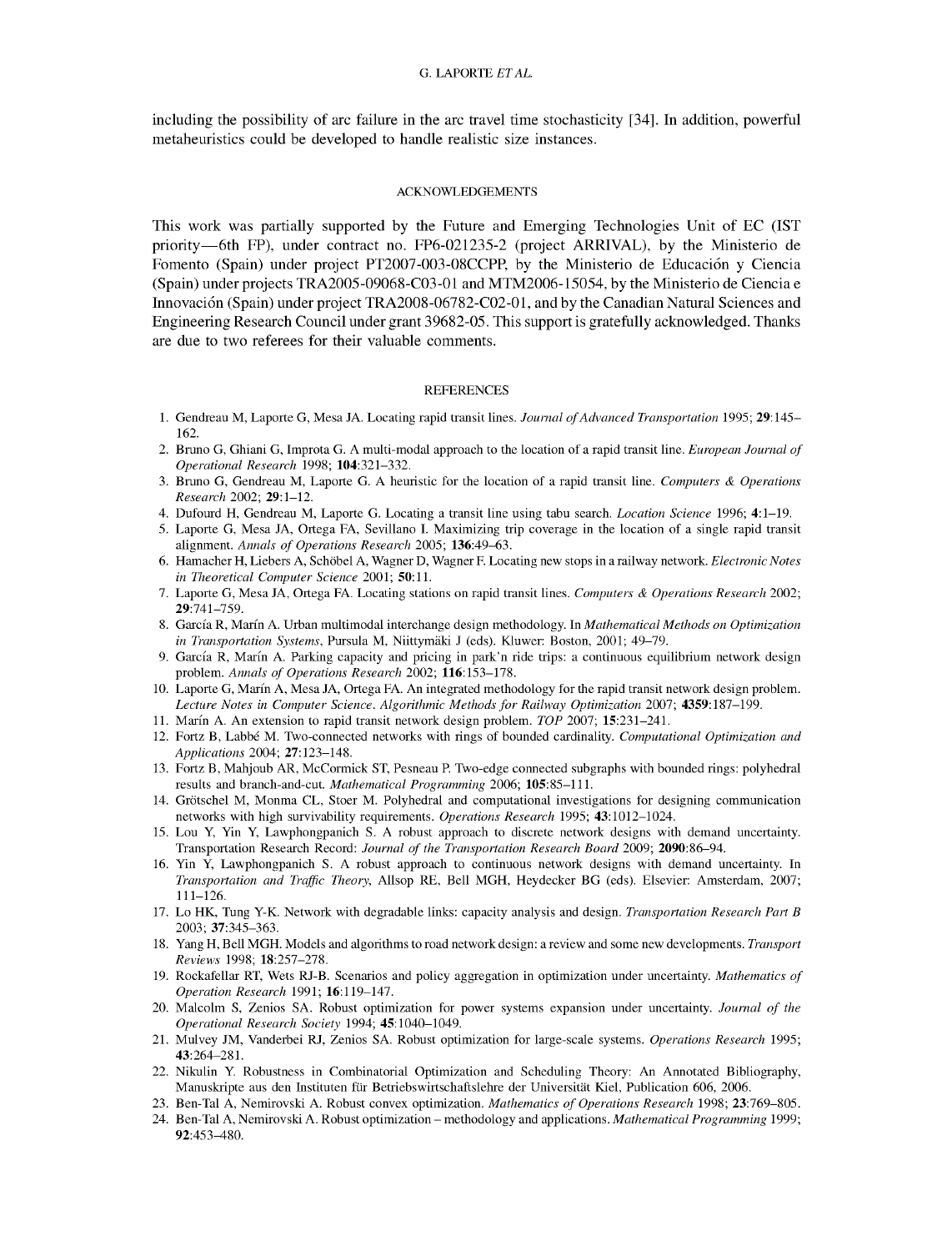including the possibility of arc failure in the arc travel time stochasticity [34]. In addition, powerful metaheuristics could be developed to handle realistic size instances.

## ACKNOWLEDGEMENTS

This work was partially supported by the Future and Emerging Technologies Unit of EC (IST priority—6th FP), under contract no. FP6-021235-2 (project ARRIVAL), by the Ministerio de Fomento (Spain) under project PT2007-003-08CCPP, by the Ministerio de Educación y Ciencia (Spain) under projects TRA2005-09068-C03-01 and MTM2006-15054, by the Ministerio de Ciencia e Innovación (Spain) under project TRA2008-06782-C02-01, and by the Canadian Natural Sciences and Engineering Research Council under grant 39682-05. This support is gratefully acknowledged. Thanks are due to two referees for their valuable comments.

## REFERENCES

1. Gendreau M, Laporte G, Mesa JA. Locating rapid transit lines. *Journal of Advanced Transportation* 1995; **29**:145–162.
2. Bruno G, Ghiani G, Improta G. A multi-modal approach to the location of a rapid transit line. *European Journal of Operational Research* 1998; **104**:321–332.
3. Bruno G, Gendreau M, Laporte G. A heuristic for the location of a rapid transit line. *Computers & Operations Research* 2002; **29**:1–12.
4. Dufourd H, Gendreau M, Laporte G. Locating a transit line using tabu search. *Location Science* 1996; **4**:1–19.
5. Laporte G, Mesa JA, Ortega FA, Sevillano I. Maximizing trip coverage in the location of a single rapid transit alignment. *Annals of Operations Research* 2005; **136**:49–63.
6. Hamacher H, Liebers A, Schöbel A, Wagner D, Wagner F. Locating new stops in a railway network. *Electronic Notes in Theoretical Computer Science* 2001; **50**:11.
7. Laporte G, Mesa JA, Ortega FA. Locating stations on rapid transit lines. *Computers & Operations Research* 2002; **29**:741–759.
8. García R, Marín A. Urban multimodal interchange design methodology. In *Mathematical Methods on Optimization in Transportation Systems*, Pursula M, Niittymäki J (eds). Kluwer: Boston, 2001; 49–79.
9. García R, Marín A. Parking capacity and pricing in park'n ride trips: a continuous equilibrium network design problem. *Annals of Operations Research* 2002; **116**:153–178.
10. Laporte G, Marín A, Mesa JA, Ortega FA. An integrated methodology for the rapid transit network design problem. *Lecture Notes in Computer Science. Algorithmic Methods for Railway Optimization* 2007; **4359**:187–199.
11. Marín A. An extension to rapid transit network design problem. *TOP* 2007; **15**:231–241.
12. Fortz B, Labbé M. Two-connected networks with rings of bounded cardinality. *Computational Optimization and Applications* 2004; **27**:123–148.
13. Fortz B, Mahjoub AR, McCormick ST, Pesneau P. Two-edge connected subgraphs with bounded rings: polyhedral results and branch-and-cut. *Mathematical Programming* 2006; **105**:85–111.
14. Grötschel M, Monma CL, Stoer M. Polyhedral and computational investigations for designing communication networks with high survivability requirements. *Operations Research* 1995; **43**:1012–1024.
15. Lou Y, Yin Y, Lawphongpanich S. A robust approach to discrete network designs with demand uncertainty. Transportation Research Record: *Journal of the Transportation Research Board* 2009; **2090**:86–94.
16. Yin Y, Lawphongpanich S. A robust approach to continuous network designs with demand uncertainty. In *Transportation and Traffic Theory*, Allsop RE, Bell MGH, Heydecker BG (eds). Elsevier: Amsterdam, 2007; 111–126.
17. Lo HK, Tung Y-K. Network with degradable links: capacity analysis and design. *Transportation Research Part B* 2003; **37**:345–363.
18. Yang H, Bell MGH. Models and algorithms to road network design: a review and some new developments. *Transport Reviews* 1998; **18**:257–278.
19. Rockafellar RT, Wets RJ-B. Scenarios and policy aggregation in optimization under uncertainty. *Mathematics of Operation Research* 1991; **16**:119–147.
20. Malcolm S, Zenios SA. Robust optimization for power systems expansion under uncertainty. *Journal of the Operational Research Society* 1994; **45**:1040–1049.
21. Mulvey JM, Vanderbei RJ, Zenios SA. Robust optimization for large-scale systems. *Operations Research* 1995; **43**:264–281.
22. Nikulin Y. Robustness in Combinatorial Optimization and Scheduling Theory: An Annotated Bibliography, Manuskripte aus den Instituten für Betriebswirtschaftslehre der Universität Kiel, Publication 606, 2006.
23. Ben-Tal A, Nemirovski A. Robust convex optimization. *Mathematics of Operations Research* 1998; **23**:769–805.
24. Ben-Tal A, Nemirovski A. Robust optimization – methodology and applications. *Mathematical Programming* 1999; **92**:453–480.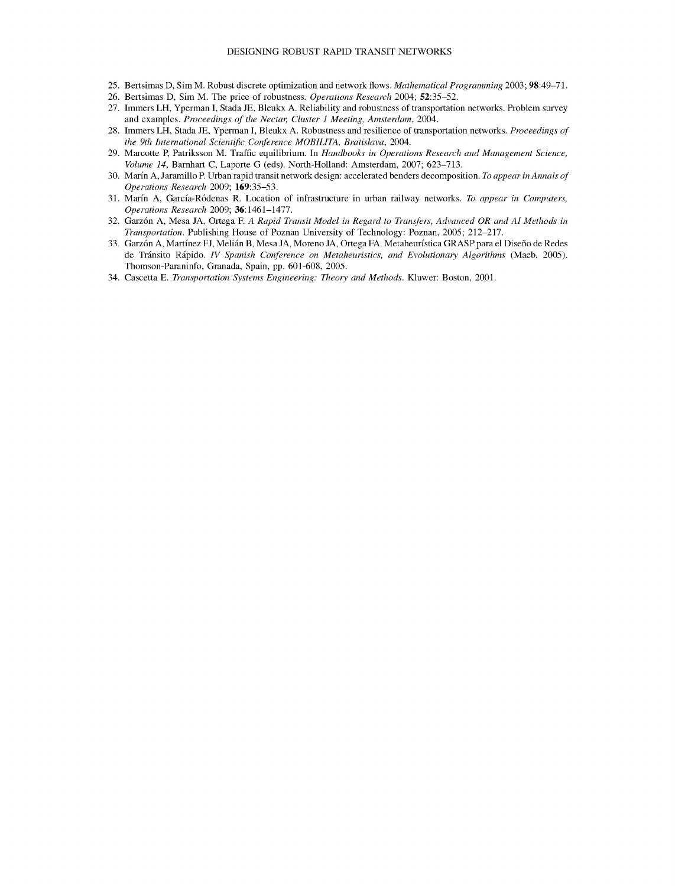25. Bertsimas D, Sim M. Robust discrete optimization and network flows. *Mathematical Programming* 2003; **98**:49–71.
26. Bertsimas D, Sim M. The price of robustness. *Operations Research* 2004; **52**:35–52.
27. Immers LH, Yperman I, Stada JE, Bleukx A. Reliability and robustness of transportation networks. Problem survey and examples. *Proceedings of the Nectar, Cluster 1 Meeting, Amsterdam*, 2004.
28. Immers LH, Stada JE, Yperman I, Bleukx A. Robustness and resilience of transportation networks. *Proceedings of the 9th International Scientific Conference MOBILITA, Bratislava*, 2004.
29. Marcotte P, Patriksson M. Traffic equilibrium. In *Handbooks in Operations Research and Management Science, Volume 14*, Barnhart C, Laporte G (eds). North-Holland: Amsterdam, 2007; 623–713.
30. Marín A, Jaramillo P. Urban rapid transit network design: accelerated benders decomposition. *To appear in Annals of Operations Research* 2009; **169**:35–53.
31. Marín A, García-Ródenas R. Location of infrastructure in urban railway networks. *To appear in Computers, Operations Research* 2009; **36**:1461–1477.
32. Garzón A, Mesa JA, Ortega F. *A Rapid Transit Model in Regard to Transfers, Advanced OR and AI Methods in Transportation*. Publishing House of Poznan University of Technology: Poznan, 2005; 212–217.
33. Garzón A, Martínez FJ, Melián B, Mesa JA, Moreno JA, Ortega FA. Metaheurística GRASP para el Diseño de Redes de Tránsito Rápido. *IV Spanish Conference on Metaheuristics, and Evolutionary Algorithms* (Maeb, 2005). Thomson-Paraninfo, Granada, Spain, pp. 601-608, 2005.
34. Cascetta E. *Transportation Systems Engineering: Theory and Methods*. Kluwer: Boston, 2001.